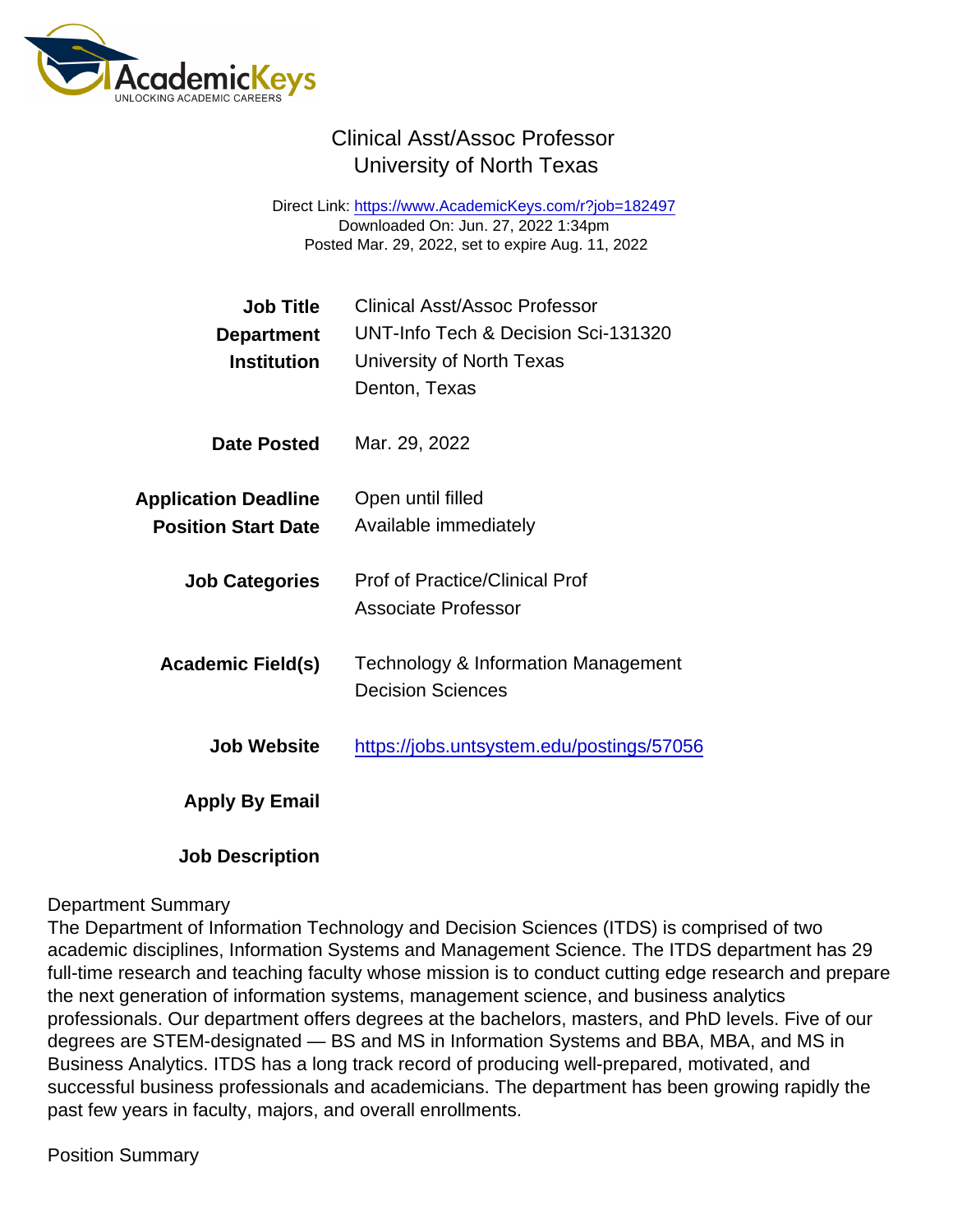# Clinical Asst/Assoc Professor
## University of North Texas

Direct Link: https://www.AcademicKeys.com/r?job=182497
Downloaded On: Jun. 27, 2022 1:34pm
Posted Mar. 29, 2022, set to expire Aug. 11, 2022

| | |
|---|---|
| **Job Title** | Clinical Asst/Assoc Professor |
| **Department** | UNT-Info Tech & Decision Sci-131320 |
| **Institution** | University of North Texas<br>Denton, Texas |
| **Date Posted** | Mar. 29, 2022 |
| **Application Deadline** | Open until filled |
| **Position Start Date** | Available immediately |
| **Job Categories** | Prof of Practice/Clinical Prof<br>Associate Professor |
| **Academic Field(s)** | Technology & Information Management<br>Decision Sciences |
| **Job Website** | https://jobs.untsystem.edu/postings/57056 |
| **Apply By Email** | |
| **Job Description** | |

Department Summary
The Department of Information Technology and Decision Sciences (ITDS) is comprised of two academic disciplines, Information Systems and Management Science. The ITDS department has 29 full-time research and teaching faculty whose mission is to conduct cutting edge research and prepare the next generation of information systems, management science, and business analytics professionals. Our department offers degrees at the bachelors, masters, and PhD levels. Five of our degrees are STEM-designated — BS and MS in Information Systems and BBA, MBA, and MS in Business Analytics. ITDS has a long track record of producing well-prepared, motivated, and successful business professionals and academicians. The department has been growing rapidly the past few years in faculty, majors, and overall enrollments.

Position Summary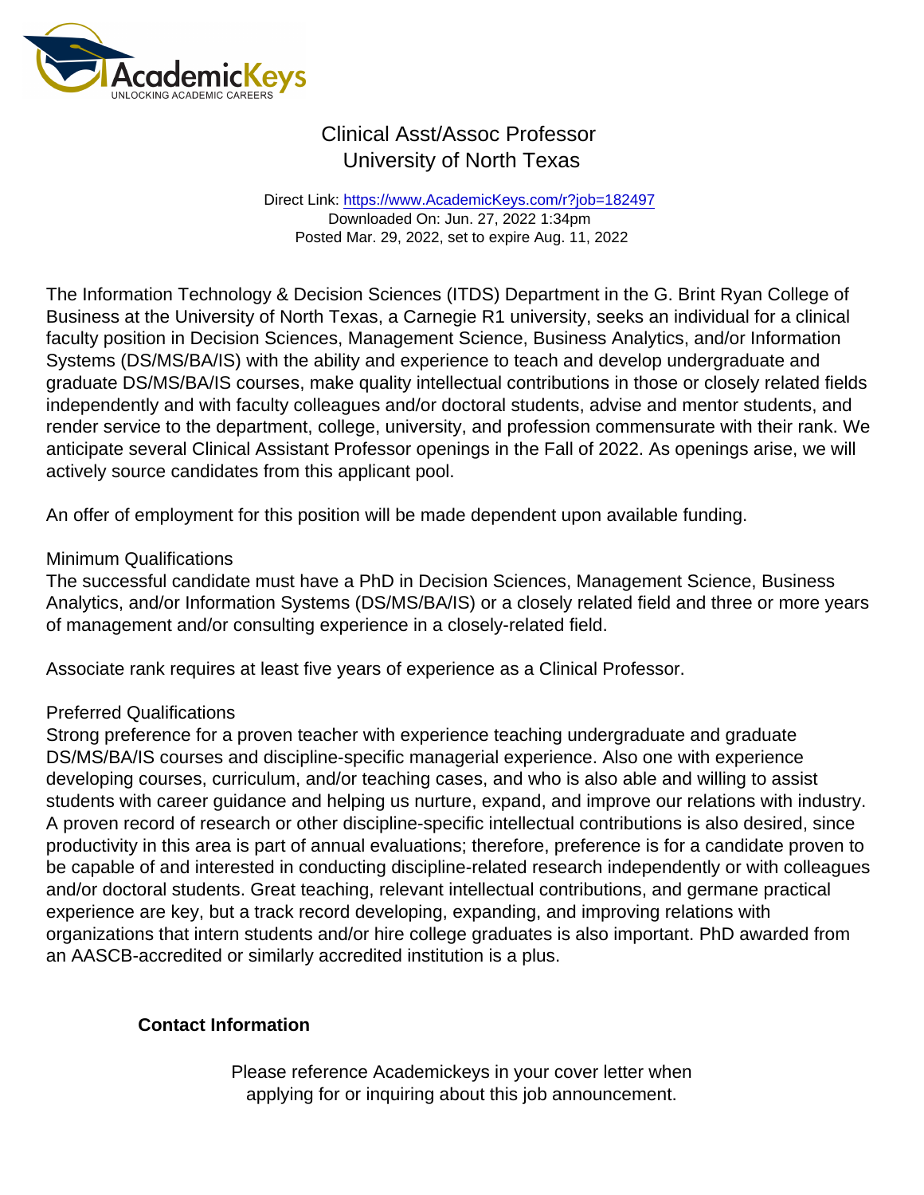# Clinical Asst/Assoc Professor
## University of North Texas

Direct Link: https://www.AcademicKeys.com/r?job=182497
Downloaded On: Jun. 27, 2022 1:34pm
Posted Mar. 29, 2022, set to expire Aug. 11, 2022

The Information Technology & Decision Sciences (ITDS) Department in the G. Brint Ryan College of Business at the University of North Texas, a Carnegie R1 university, seeks an individual for a clinical faculty position in Decision Sciences, Management Science, Business Analytics, and/or Information Systems (DS/MS/BA/IS) with the ability and experience to teach and develop undergraduate and graduate DS/MS/BA/IS courses, make quality intellectual contributions in those or closely related fields independently and with faculty colleagues and/or doctoral students, advise and mentor students, and render service to the department, college, university, and profession commensurate with their rank. We anticipate several Clinical Assistant Professor openings in the Fall of 2022. As openings arise, we will actively source candidates from this applicant pool.

An offer of employment for this position will be made dependent upon available funding.

Minimum Qualifications
The successful candidate must have a PhD in Decision Sciences, Management Science, Business Analytics, and/or Information Systems (DS/MS/BA/IS) or a closely related field and three or more years of management and/or consulting experience in a closely-related field.

Associate rank requires at least five years of experience as a Clinical Professor.

Preferred Qualifications
Strong preference for a proven teacher with experience teaching undergraduate and graduate DS/MS/BA/IS courses and discipline-specific managerial experience. Also one with experience developing courses, curriculum, and/or teaching cases, and who is also able and willing to assist students with career guidance and helping us nurture, expand, and improve our relations with industry. A proven record of research or other discipline-specific intellectual contributions is also desired, since productivity in this area is part of annual evaluations; therefore, preference is for a candidate proven to be capable of and interested in conducting discipline-related research independently or with colleagues and/or doctoral students. Great teaching, relevant intellectual contributions, and germane practical experience are key, but a track record developing, expanding, and improving relations with organizations that intern students and/or hire college graduates is also important. PhD awarded from an AASCB-accredited or similarly accredited institution is a plus.

**Contact Information**

Please reference Academickeys in your cover letter when applying for or inquiring about this job announcement.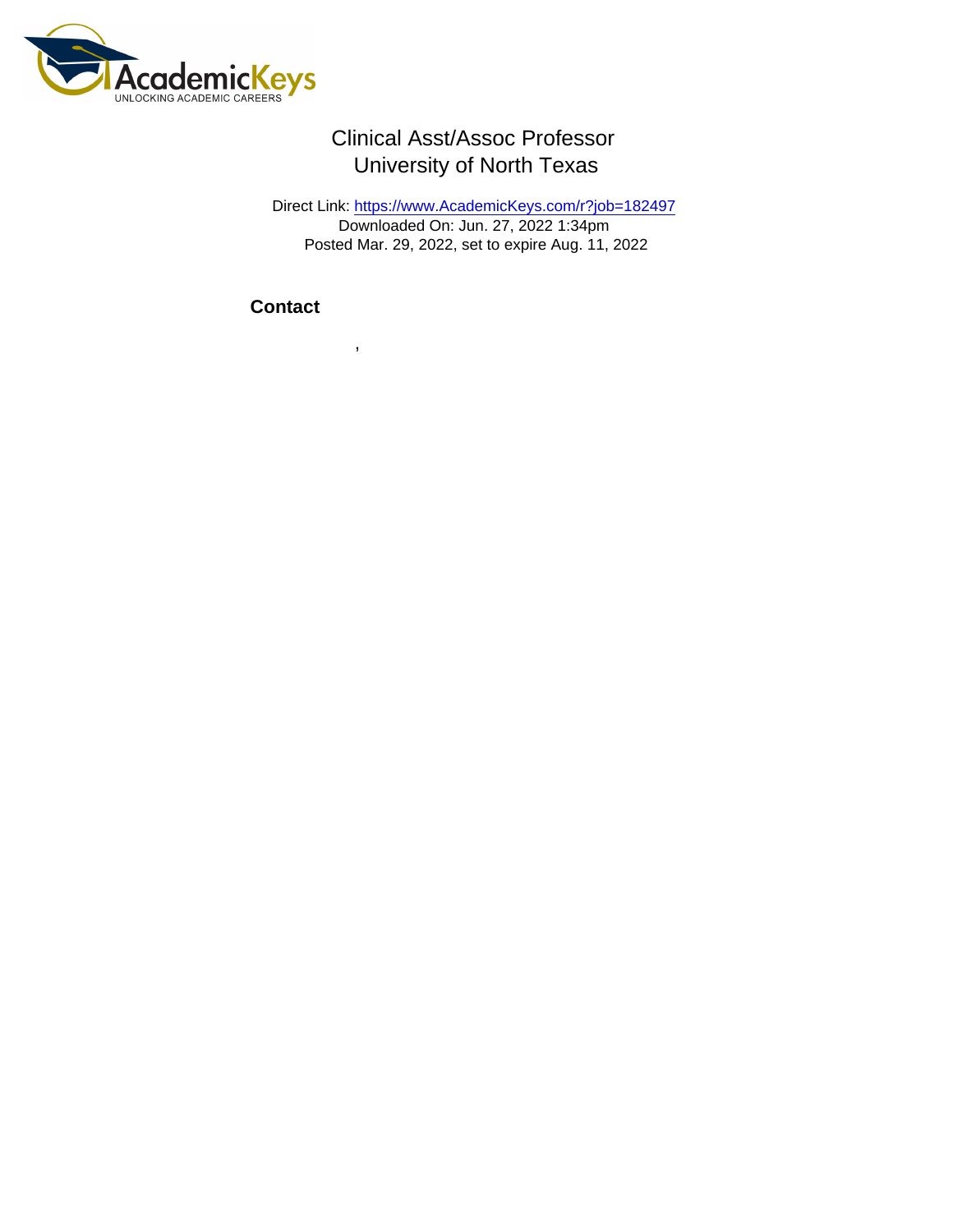Clinical Asst/Assoc Professor
University of North Texas

Direct Link: https://www.AcademicKeys.com/r?job=182497
Downloaded On: Jun. 27, 2022 1:34pm
Posted Mar. 29, 2022, set to expire Aug. 11, 2022

**Contact**

,